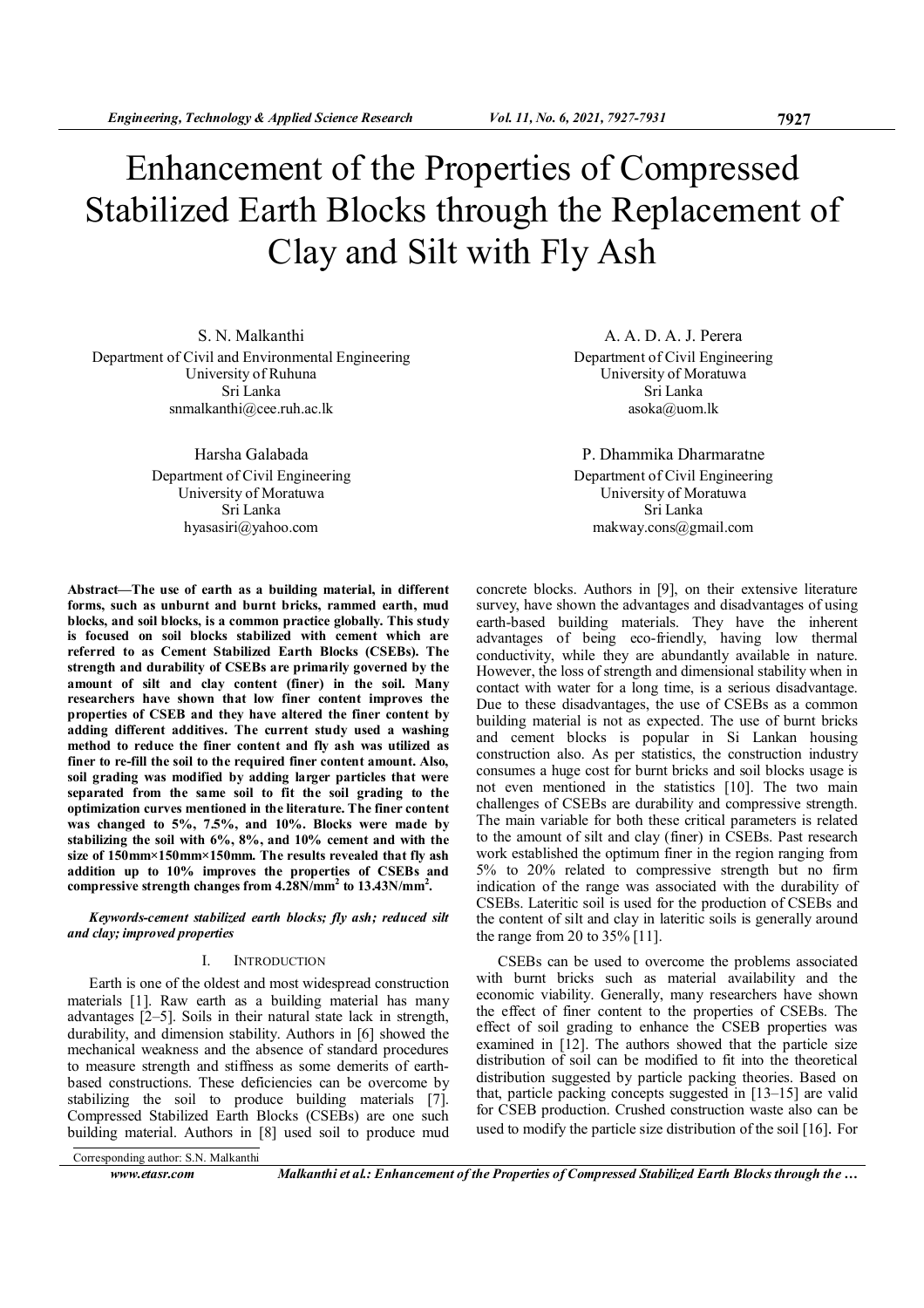# Enhancement of the Properties of Compressed Stabilized Earth Blocks through the Replacement of Clay and Silt with Fly Ash

S. N. Malkanthi
Department of Civil and Environmental Engineering
University of Ruhuna
Sri Lanka
snmalkanthi@cee.ruh.ac.lk

A. A. D. A. J. Perera
Department of Civil Engineering
University of Moratuwa
Sri Lanka
asoka@uom.lk

Harsha Galabada
Department of Civil Engineering
University of Moratuwa
Sri Lanka
hyasasiri@yahoo.com

P. Dhammika Dharmaratne
Department of Civil Engineering
University of Moratuwa
Sri Lanka
makway.cons@gmail.com

**Abstract—The use of earth as a building material, in different forms, such as unburnt and burnt bricks, rammed earth, mud blocks, and soil blocks, is a common practice globally. This study is focused on soil blocks stabilized with cement which are referred to as Cement Stabilized Earth Blocks (CSEBs). The strength and durability of CSEBs are primarily governed by the amount of silt and clay content (finer) in the soil. Many researchers have shown that low finer content improves the properties of CSEB and they have altered the finer content by adding different additives. The current study used a washing method to reduce the finer content and fly ash was utilized as finer to re-fill the soil to the required finer content amount. Also, soil grading was modified by adding larger particles that were separated from the same soil to fit the soil grading to the optimization curves mentioned in the literature. The finer content was changed to 5%, 7.5%, and 10%. Blocks were made by stabilizing the soil with 6%, 8%, and 10% cement and with the size of 150mm×150mm×150mm. The results revealed that fly ash addition up to 10% improves the properties of CSEBs and compressive strength changes from 4.28N/mm$^2$ to 13.43N/mm$^2$.**

***Keywords-cement stabilized earth blocks; fly ash; reduced silt and clay; improved properties***

## I. Introduction

Earth is one of the oldest and most widespread construction materials [1]. Raw earth as a building material has many advantages [2–5]. Soils in their natural state lack in strength, durability, and dimension stability. Authors in [6] showed the mechanical weakness and the absence of standard procedures to measure strength and stiffness as some demerits of earth-based constructions. These deficiencies can be overcome by stabilizing the soil to produce building materials [7]. Compressed Stabilized Earth Blocks (CSEBs) are one such building material. Authors in [8] used soil to produce mud concrete blocks. Authors in [9], on their extensive literature survey, have shown the advantages and disadvantages of using earth-based building materials. They have the inherent advantages of being eco-friendly, having low thermal conductivity, while they are abundantly available in nature. However, the loss of strength and dimensional stability when in contact with water for a long time, is a serious disadvantage. Due to these disadvantages, the use of CSEBs as a common building material is not as expected. The use of burnt bricks and cement blocks is popular in Si Lankan housing construction also. As per statistics, the construction industry consumes a huge cost for burnt bricks and soil blocks usage is not even mentioned in the statistics [10]. The two main challenges of CSEBs are durability and compressive strength. The main variable for both these critical parameters is related to the amount of silt and clay (finer) in CSEBs. Past research work established the optimum finer in the region ranging from 5% to 20% related to compressive strength but no firm indication of the range was associated with the durability of CSEBs. Lateritic soil is used for the production of CSEBs and the content of silt and clay in lateritic soils is generally around the range from 20 to 35% [11].

CSEBs can be used to overcome the problems associated with burnt bricks such as material availability and the economic viability. Generally, many researchers have shown the effect of finer content to the properties of CSEBs. The effect of soil grading to enhance the CSEB properties was examined in [12]. The authors showed that the particle size distribution of soil can be modified to fit into the theoretical distribution suggested by particle packing theories. Based on that, particle packing concepts suggested in [13–15] are valid for CSEB production. Crushed construction waste also can be used to modify the particle size distribution of the soil [16]. For

Corresponding author: S.N. Malkanthi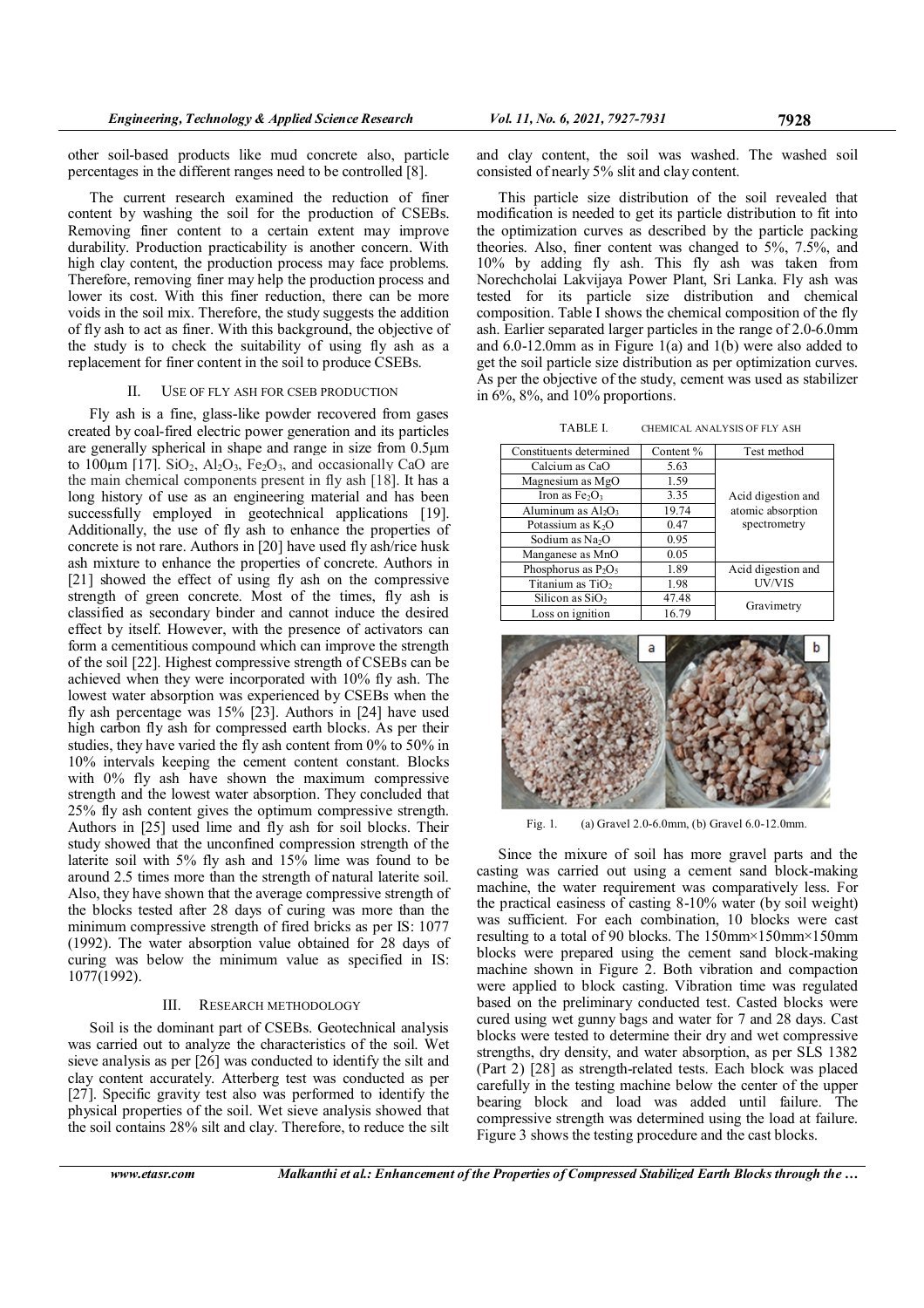other soil-based products like mud concrete also, particle percentages in the different ranges need to be controlled [8].

The current research examined the reduction of finer content by washing the soil for the production of CSEBs. Removing finer content to a certain extent may improve durability. Production practicability is another concern. With high clay content, the production process may face problems. Therefore, removing finer may help the production process and lower its cost. With this finer reduction, there can be more voids in the soil mix. Therefore, the study suggests the addition of fly ash to act as finer. With this background, the objective of the study is to check the suitability of using fly ash as a replacement for finer content in the soil to produce CSEBs.

## II. USE OF FLY ASH FOR CSEB PRODUCTION

Fly ash is a fine, glass-like powder recovered from gases created by coal-fired electric power generation and its particles are generally spherical in shape and range in size from 0.5μm to 100μm [17]. $SiO_2$, $Al_2O_3$, $Fe_2O_3$, and occasionally CaO are the main chemical components present in fly ash [18]. It has a long history of use as an engineering material and has been successfully employed in geotechnical applications [19]. Additionally, the use of fly ash to enhance the properties of concrete is not rare. Authors in [20] have used fly ash/rice husk ash mixture to enhance the properties of concrete. Authors in [21] showed the effect of using fly ash on the compressive strength of green concrete. Most of the times, fly ash is classified as secondary binder and cannot induce the desired effect by itself. However, with the presence of activators can form a cementitious compound which can improve the strength of the soil [22]. Highest compressive strength of CSEBs can be achieved when they were incorporated with 10% fly ash. The lowest water absorption was experienced by CSEBs when the fly ash percentage was 15% [23]. Authors in [24] have used high carbon fly ash for compressed earth blocks. As per their studies, they have varied the fly ash content from 0% to 50% in 10% intervals keeping the cement content constant. Blocks with 0% fly ash have shown the maximum compressive strength and the lowest water absorption. They concluded that 25% fly ash content gives the optimum compressive strength. Authors in [25] used lime and fly ash for soil blocks. Their study showed that the unconfined compression strength of the laterite soil with 5% fly ash and 15% lime was found to be around 2.5 times more than the strength of natural laterite soil. Also, they have shown that the average compressive strength of the blocks tested after 28 days of curing was more than the minimum compressive strength of fired bricks as per IS: 1077 (1992). The water absorption value obtained for 28 days of curing was below the minimum value as specified in IS: 1077(1992).

## III. RESEARCH METHODOLOGY

Soil is the dominant part of CSEBs. Geotechnical analysis was carried out to analyze the characteristics of the soil. Wet sieve analysis as per [26] was conducted to identify the silt and clay content accurately. Atterberg test was conducted as per [27]. Specific gravity test also was performed to identify the physical properties of the soil. Wet sieve analysis showed that the soil contains 28% silt and clay. Therefore, to reduce the silt and clay content, the soil was washed. The washed soil consisted of nearly 5% slit and clay content.

This particle size distribution of the soil revealed that modification is needed to get its particle distribution to fit into the optimization curves as described by the particle packing theories. Also, finer content was changed to 5%, 7.5%, and 10% by adding fly ash. This fly ash was taken from Norechcholai Lakvijaya Power Plant, Sri Lanka. Fly ash was tested for its particle size distribution and chemical composition. Table I shows the chemical composition of the fly ash. Earlier separated larger particles in the range of 2.0-6.0mm and 6.0-12.0mm as in Figure 1(a) and 1(b) were also added to get the soil particle size distribution as per optimization curves. As per the objective of the study, cement was used as stabilizer in 6%, 8%, and 10% proportions.

TABLE I. CHEMICAL ANALYSIS OF FLY ASH

| Constituents determined | Content % | Test method |
|---|---|---|
| Calcium as CaO | 5.63 | Acid digestion and atomic absorption spectrometry |
| Magnesium as MgO | 1.59 | |
| Iron as $Fe_2O_3$ | 3.35 | |
| Aluminum as $Al_2O_3$ | 19.74 | |
| Potassium as $K_2O$ | 0.47 | |
| Sodium as $Na_2O$ | 0.95 | |
| Manganese as MnO | 0.05 | |
| Phosphorus as $P_2O_5$ | 1.89 | Acid digestion and UV/VIS |
| Titanium as $TiO_2$ | 1.98 | |
| Silicon as $SiO_2$ | 47.48 | Gravimetry |
| Loss on ignition | 16.79 | |

Fig. 1. (a) Gravel 2.0-6.0mm, (b) Gravel 6.0-12.0mm.

Since the mixture of soil has more gravel parts and the casting was carried out using a cement sand block-making machine, the water requirement was comparatively less. For the practical easiness of casting 8-10% water (by soil weight) was sufficient. For each combination, 10 blocks were cast resulting to a total of 90 blocks. The 150mm×150mm×150mm blocks were prepared using the cement sand block-making machine shown in Figure 2. Both vibration and compaction were applied to block casting. Vibration time was regulated based on the preliminary conducted test. Casted blocks were cured using wet gunny bags and water for 7 and 28 days. Cast blocks were tested to determine their dry and wet compressive strengths, dry density, and water absorption, as per SLS 1382 (Part 2) [28] as strength-related tests. Each block was placed carefully in the testing machine below the center of the upper bearing block and load was added until failure. The compressive strength was determined using the load at failure. Figure 3 shows the testing procedure and the cast blocks.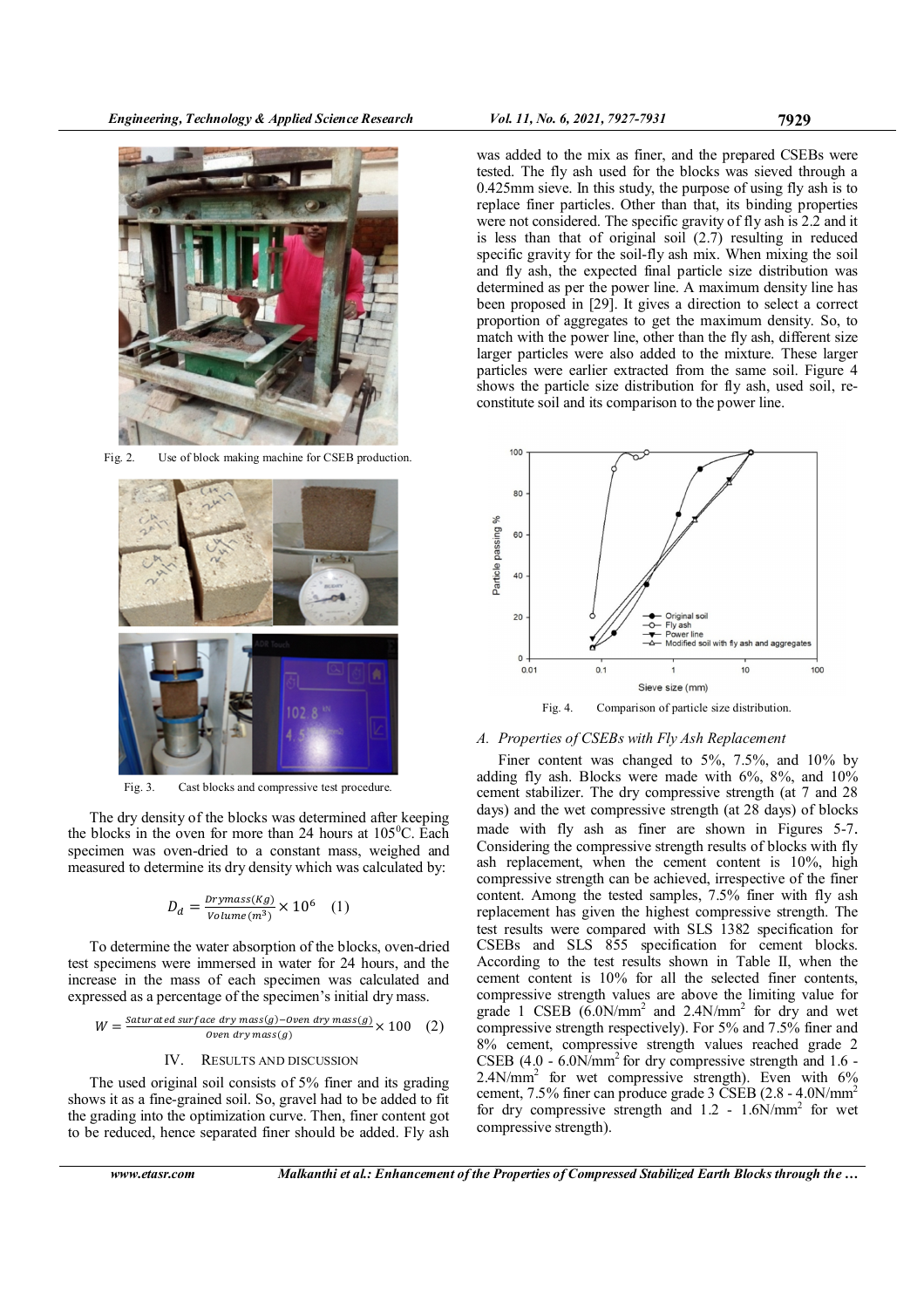Fig. 2. Use of block making machine for CSEB production.

Fig. 3. Cast blocks and compressive test procedure.

The dry density of the blocks was determined after keeping the blocks in the oven for more than 24 hours at $105^0$C. Each specimen was oven-dried to a constant mass, weighed and measured to determine its dry density which was calculated by:

$$D_d = \frac{Drymass(Kg)}{Volume(m^3)} \times 10^6 \quad (1)$$

To determine the water absorption of the blocks, oven-dried test specimens were immersed in water for 24 hours, and the increase in the mass of each specimen was calculated and expressed as a percentage of the specimen's initial dry mass.

$$W = \frac{Saturated\ surface\ dry\ mass(g) - Oven\ dry\ mass(g)}{Oven\ dry\ mass(g)} \times 100 \quad (2)$$

## IV. Results and Discussion

The used original soil consists of 5% finer and its grading shows it as a fine-grained soil. So, gravel had to be added to fit the grading into the optimization curve. Then, finer content got to be reduced, hence separated finer should be added. Fly ash was added to the mix as finer, and the prepared CSEBs were tested. The fly ash used for the blocks was sieved through a 0.425mm sieve. In this study, the purpose of using fly ash is to replace finer particles. Other than that, its binding properties were not considered. The specific gravity of fly ash is 2.2 and it is less than that of original soil (2.7) resulting in reduced specific gravity for the soil-fly ash mix. When mixing the soil and fly ash, the expected final particle size distribution was determined as per the power line. A maximum density line has been proposed in [29]. It gives a direction to select a correct proportion of aggregates to get the maximum density. So, to match with the power line, other than the fly ash, different size larger particles were also added to the mixture. These larger particles were earlier extracted from the same soil. Figure 4 shows the particle size distribution for fly ash, used soil, re-constitute soil and its comparison to the power line.

Fig. 4. Comparison of particle size distribution.

### A. Properties of CSEBs with Fly Ash Replacement

Finer content was changed to 5%, 7.5%, and 10% by adding fly ash. Blocks were made with 6%, 8%, and 10% cement stabilizer. The dry compressive strength (at 7 and 28 days) and the wet compressive strength (at 28 days) of blocks made with fly ash as finer are shown in Figures 5-7. Considering the compressive strength results of blocks with fly ash replacement, when the cement content is 10%, high compressive strength can be achieved, irrespective of the finer content. Among the tested samples, 7.5% finer with fly ash replacement has given the highest compressive strength. The test results were compared with SLS 1382 specification for CSEBs and SLS 855 specification for cement blocks. According to the test results shown in Table II, when the cement content is 10% for all the selected finer contents, compressive strength values are above the limiting value for grade 1 CSEB (6.0N/mm$^2$ and 2.4N/mm$^2$ for dry and wet compressive strength respectively). For 5% and 7.5% finer and 8% cement, compressive strength values reached grade 2 CSEB (4.0 - 6.0N/mm$^2$ for dry compressive strength and 1.6 - 2.4N/mm$^2$ for wet compressive strength). Even with 6% cement, 7.5% finer can produce grade 3 CSEB (2.8 - 4.0N/mm$^2$ for dry compressive strength and 1.2 - 1.6N/mm$^2$ for wet compressive strength).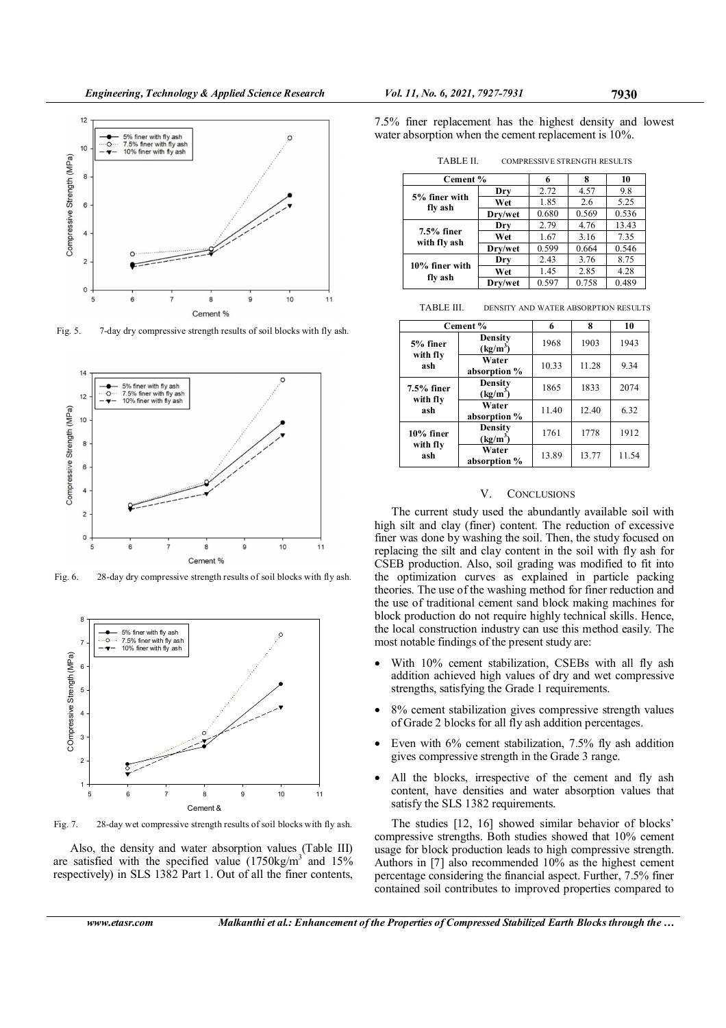Fig. 5. 7-day dry compressive strength results of soil blocks with fly ash.

Fig. 6. 28-day dry compressive strength results of soil blocks with fly ash.

Fig. 7. 28-day wet compressive strength results of soil blocks with fly ash.

Also, the density and water absorption values (Table III) are satisfied with the specified value (1750kg/m$^3$ and 15% respectively) in SLS 1382 Part 1. Out of all the finer contents, 7.5% finer replacement has the highest density and lowest water absorption when the cement replacement is 10%.

TABLE II. COMPRESSIVE STRENGTH RESULTS

| Cement % | | 6 | 8 | 10 |
|---|---|---|---|---|
| 5% finer with fly ash | Dry | 2.72 | 4.57 | 9.8 |
| | Wet | 1.85 | 2.6 | 5.25 |
| | Dry/wet | 0.680 | 0.569 | 0.536 |
| 7.5% finer with fly ash | Dry | 2.79 | 4.76 | 13.43 |
| | Wet | 1.67 | 3.16 | 7.35 |
| | Dry/wet | 0.599 | 0.664 | 0.546 |
| 10% finer with fly ash | Dry | 2.43 | 3.76 | 8.75 |
| | Wet | 1.45 | 2.85 | 4.28 |
| | Dry/wet | 0.597 | 0.758 | 0.489 |

TABLE III. DENSITY AND WATER ABSORPTION RESULTS

| Cement % | | 6 | 8 | 10 |
|---|---|---|---|---|
| 5% finer with fly ash | Density (kg/m$^3$) | 1968 | 1903 | 1943 |
| | Water absorption % | 10.33 | 11.28 | 9.34 |
| 7.5% finer with fly ash | Density (kg/m$^3$) | 1865 | 1833 | 2074 |
| | Water absorption % | 11.40 | 12.40 | 6.32 |
| 10% finer with fly ash | Density (kg/m$^3$) | 1761 | 1778 | 1912 |
| | Water absorption % | 13.89 | 13.77 | 11.54 |

## V. CONCLUSIONS

The current study used the abundantly available soil with high silt and clay (finer) content. The reduction of excessive finer was done by washing the soil. Then, the study focused on replacing the silt and clay content in the soil with fly ash for CSEB production. Also, soil grading was modified to fit into the optimization curves as explained in particle packing theories. The use of the washing method for finer reduction and the use of traditional cement sand block making machines for block production do not require highly technical skills. Hence, the local construction industry can use this method easily. The most notable findings of the present study are:

- With 10% cement stabilization, CSEBs with all fly ash addition achieved high values of dry and wet compressive strengths, satisfying the Grade 1 requirements.
- 8% cement stabilization gives compressive strength values of Grade 2 blocks for all fly ash addition percentages.
- Even with 6% cement stabilization, 7.5% fly ash addition gives compressive strength in the Grade 3 range.
- All the blocks, irrespective of the cement and fly ash content, have densities and water absorption values that satisfy the SLS 1382 requirements.

The studies [12, 16] showed similar behavior of blocks' compressive strengths. Both studies showed that 10% cement usage for block production leads to high compressive strength. Authors in [7] also recommended 10% as the highest cement percentage considering the financial aspect. Further, 7.5% finer contained soil contributes to improved properties compared to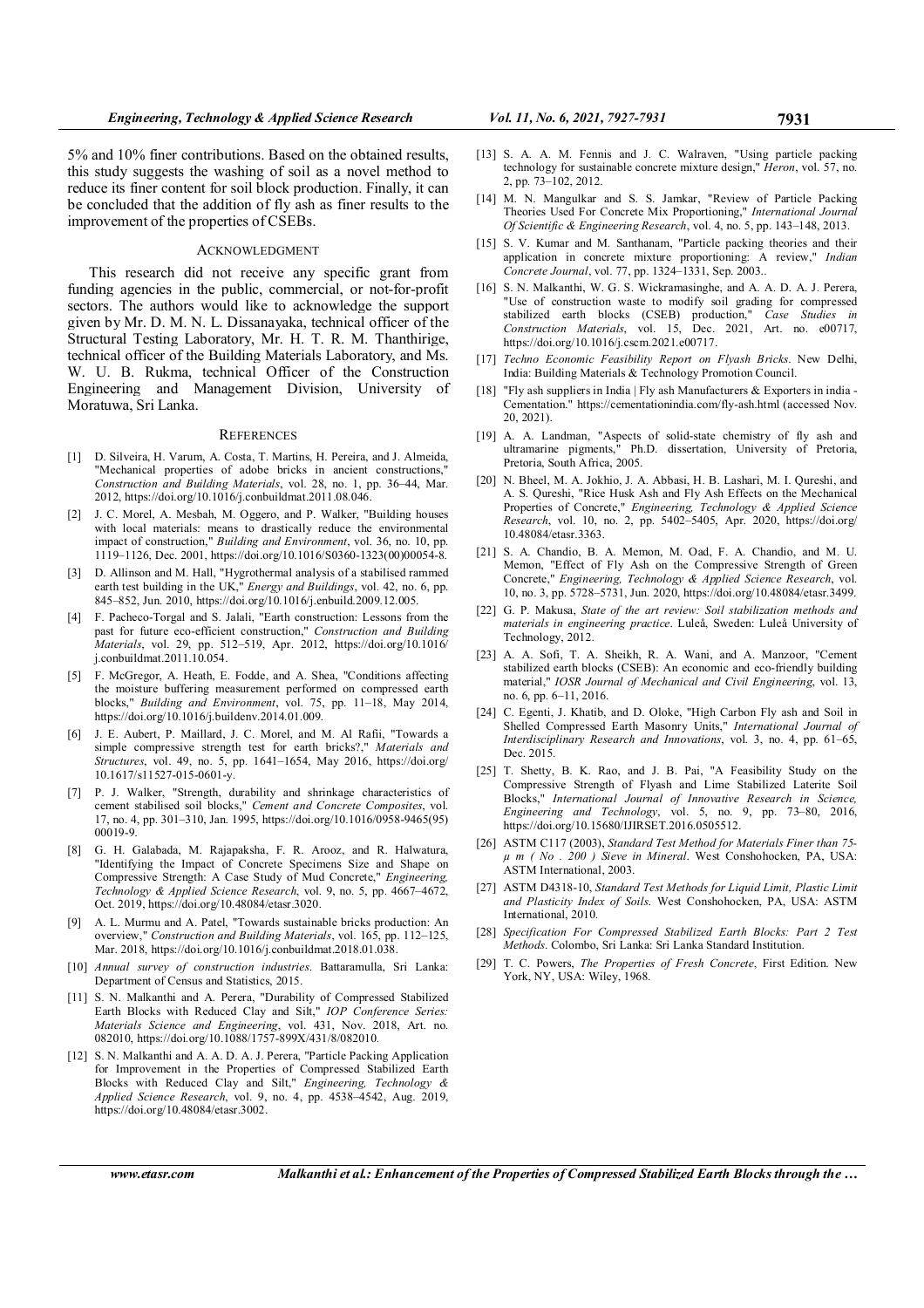5% and 10% finer contributions. Based on the obtained results, this study suggests the washing of soil as a novel method to reduce its finer content for soil block production. Finally, it can be concluded that the addition of fly ash as finer results to the improvement of the properties of CSEBs.

## ACKNOWLEDGMENT

This research did not receive any specific grant from funding agencies in the public, commercial, or not-for-profit sectors. The authors would like to acknowledge the support given by Mr. D. M. N. L. Dissanayaka, technical officer of the Structural Testing Laboratory, Mr. H. T. R. M. Thanthirige, technical officer of the Building Materials Laboratory, and Ms. W. U. B. Rukma, technical Officer of the Construction Engineering and Management Division, University of Moratuwa, Sri Lanka.

## REFERENCES

[1] D. Silveira, H. Varum, A. Costa, T. Martins, H. Pereira, and J. Almeida, "Mechanical properties of adobe bricks in ancient constructions," *Construction and Building Materials*, vol. 28, no. 1, pp. 36–44, Mar. 2012, https://doi.org/10.1016/j.conbuildmat.2011.08.046.

[2] J. C. Morel, A. Mesbah, M. Oggero, and P. Walker, "Building houses with local materials: means to drastically reduce the environmental impact of construction," *Building and Environment*, vol. 36, no. 10, pp. 1119–1126, Dec. 2001, https://doi.org/10.1016/S0360-1323(00)00054-8.

[3] D. Allinson and M. Hall, "Hygrothermal analysis of a stabilised rammed earth test building in the UK," *Energy and Buildings*, vol. 42, no. 6, pp. 845–852, Jun. 2010, https://doi.org/10.1016/j.enbuild.2009.12.005.

[4] F. Pacheco-Torgal and S. Jalali, "Earth construction: Lessons from the past for future eco-efficient construction," *Construction and Building Materials*, vol. 29, pp. 512–519, Apr. 2012, https://doi.org/10.1016/j.conbuildmat.2011.10.054.

[5] F. McGregor, A. Heath, E. Fodde, and A. Shea, "Conditions affecting the moisture buffering measurement performed on compressed earth blocks," *Building and Environment*, vol. 75, pp. 11–18, May 2014, https://doi.org/10.1016/j.buildenv.2014.01.009.

[6] J. E. Aubert, P. Maillard, J. C. Morel, and M. Al Rafii, "Towards a simple compressive strength test for earth bricks?," *Materials and Structures*, vol. 49, no. 5, pp. 1641–1654, May 2016, https://doi.org/10.1617/s11527-015-0601-y.

[7] P. J. Walker, "Strength, durability and shrinkage characteristics of cement stabilised soil blocks," *Cement and Concrete Composites*, vol. 17, no. 4, pp. 301–310, Jan. 1995, https://doi.org/10.1016/0958-9465(95)00019-9.

[8] G. H. Galabada, M. Rajapaksha, F. R. Arooz, and R. Halwatura, "Identifying the Impact of Concrete Specimens Size and Shape on Compressive Strength: A Case Study of Mud Concrete," *Engineering, Technology & Applied Science Research*, vol. 9, no. 5, pp. 4667–4672, Oct. 2019, https://doi.org/10.48084/etasr.3020.

[9] A. L. Murmu and A. Patel, "Towards sustainable bricks production: An overview," *Construction and Building Materials*, vol. 165, pp. 112–125, Mar. 2018, https://doi.org/10.1016/j.conbuildmat.2018.01.038.

[10] *Annual survey of construction industries*. Battaramulla, Sri Lanka: Department of Census and Statistics, 2015.

[11] S. N. Malkanthi and A. Perera, "Durability of Compressed Stabilized Earth Blocks with Reduced Clay and Silt," *IOP Conference Series: Materials Science and Engineering*, vol. 431, Nov. 2018, Art. no. 082010, https://doi.org/10.1088/1757-899X/431/8/082010.

[12] S. N. Malkanthi and A. A. D. A. J. Perera, "Particle Packing Application for Improvement in the Properties of Compressed Stabilized Earth Blocks with Reduced Clay and Silt," *Engineering, Technology & Applied Science Research*, vol. 9, no. 4, pp. 4538–4542, Aug. 2019, https://doi.org/10.48084/etasr.3002.

[13] S. A. A. M. Fennis and J. C. Walraven, "Using particle packing technology for sustainable concrete mixture design," *Heron*, vol. 57, no. 2, pp. 73–102, 2012.

[14] M. N. Mangulkar and S. S. Jamkar, "Review of Particle Packing Theories Used For Concrete Mix Proportioning," *International Journal Of Scientific & Engineering Research*, vol. 4, no. 5, pp. 143–148, 2013.

[15] S. V. Kumar and M. Santhanam, "Particle packing theories and their application in concrete mixture proportioning: A review," *Indian Concrete Journal*, vol. 77, pp. 1324–1331, Sep. 2003..

[16] S. N. Malkanthi, W. G. S. Wickramasinghe, and A. A. D. A. J. Perera, "Use of construction waste to modify soil grading for compressed stabilized earth blocks (CSEB) production," *Case Studies in Construction Materials*, vol. 15, Dec. 2021, Art. no. e00717, https://doi.org/10.1016/j.cscm.2021.e00717.

[17] *Techno Economic Feasibility Report on Flyash Bricks*. New Delhi, India: Building Materials & Technology Promotion Council.

[18] "Fly ash suppliers in India | Fly ash Manufacturers & Exporters in india - Cementation." https://cementationindia.com/fly-ash.html (accessed Nov. 20, 2021).

[19] A. A. Landman, "Aspects of solid-state chemistry of fly ash and ultramarine pigments," Ph.D. dissertation, University of Pretoria, Pretoria, South Africa, 2005.

[20] N. Bheel, M. A. Jokhio, J. A. Abbasi, H. B. Lashari, M. I. Qureshi, and A. S. Qureshi, "Rice Husk Ash and Fly Ash Effects on the Mechanical Properties of Concrete," *Engineering, Technology & Applied Science Research*, vol. 10, no. 2, pp. 5402–5405, Apr. 2020, https://doi.org/10.48084/etasr.3363.

[21] S. A. Chandio, B. A. Memon, M. Oad, F. A. Chandio, and M. U. Memon, "Effect of Fly Ash on the Compressive Strength of Green Concrete," *Engineering, Technology & Applied Science Research*, vol. 10, no. 3, pp. 5728–5731, Jun. 2020, https://doi.org/10.48084/etasr.3499.

[22] G. P. Makusa, *State of the art review: Soil stabilization methods and materials in engineering practice*. Luleå, Sweden: Luleå University of Technology, 2012.

[23] A. A. Sofi, T. A. Sheikh, R. A. Wani, and A. Manzoor, "Cement stabilized earth blocks (CSEB): An economic and eco-friendly building material," *IOSR Journal of Mechanical and Civil Engineering*, vol. 13, no. 6, pp. 6–11, 2016.

[24] C. Egenti, J. Khatib, and D. Oloke, "High Carbon Fly ash and Soil in Shelled Compressed Earth Masonry Units," *International Journal of Interdisciplinary Research and Innovations*, vol. 3, no. 4, pp. 61–65, Dec. 2015.

[25] T. Shetty, B. K. Rao, and J. B. Pai, "A Feasibility Study on the Compressive Strength of Flyash and Lime Stabilized Laterite Soil Blocks," *International Journal of Innovative Research in Science, Engineering and Technology*, vol. 5, no. 9, pp. 73–80, 2016, https://doi.org/10.15680/IJIRSET.2016.0505512.

[26] ASTM C117 (2003), *Standard Test Method for Materials Finer than 75-μ m ( No . 200 ) Sieve in Mineral*. West Conshohocken, PA, USA: ASTM International, 2003.

[27] ASTM D4318-10, *Standard Test Methods for Liquid Limit, Plastic Limit and Plasticity Index of Soils.* West Conshohocken, PA, USA: ASTM International, 2010.

[28] *Specification For Compressed Stabilized Earth Blocks: Part 2 Test Methods*. Colombo, Sri Lanka: Sri Lanka Standard Institution.

[29] T. C. Powers, *The Properties of Fresh Concrete*, First Edition. New York, NY, USA: Wiley, 1968.